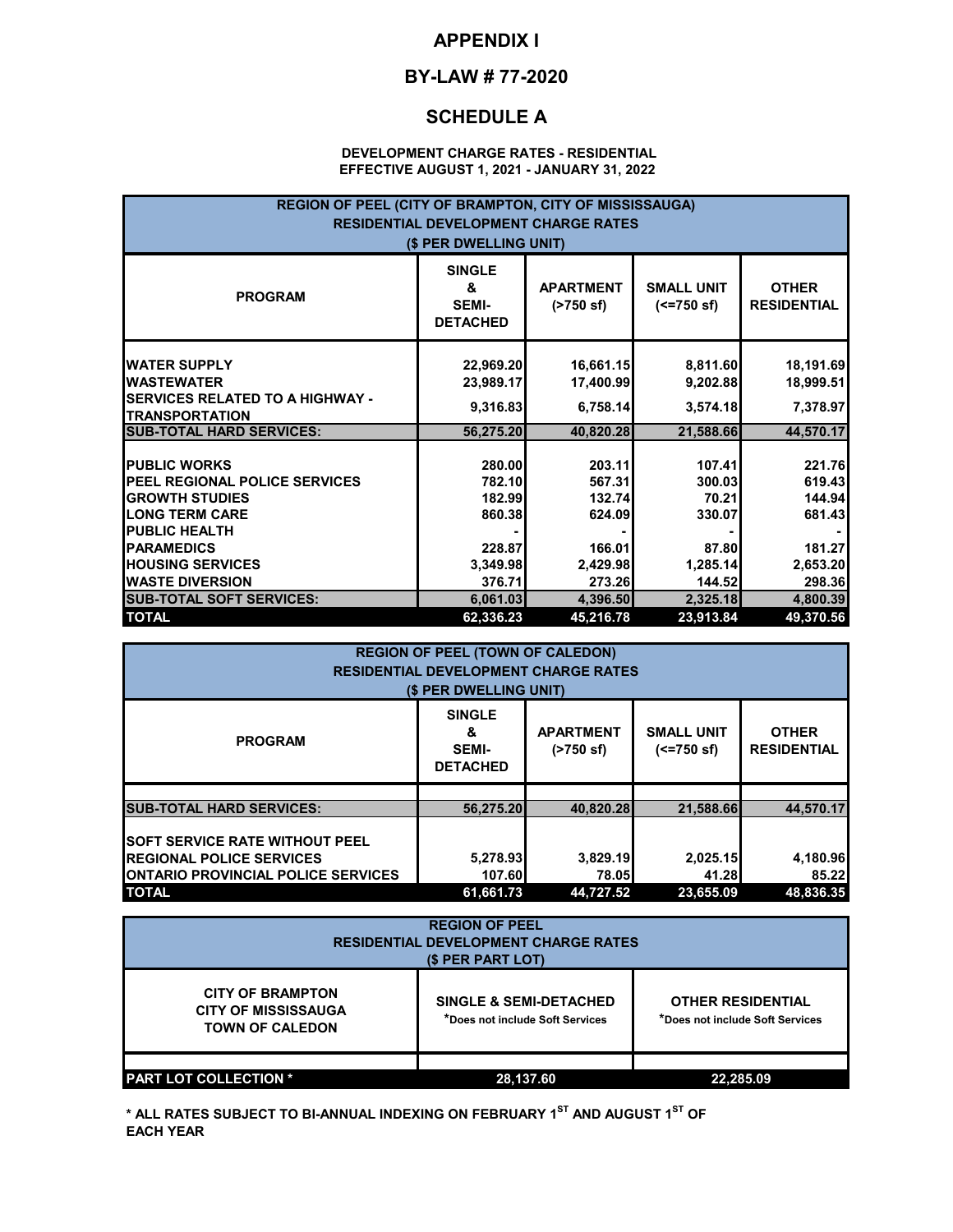# APPENDIX I

# BY-LAW # 77-2020

# SCHEDULE A

**DEVELOPMENT CHARGE RATES - RESIDENTIAL**
**EFFECTIVE AUGUST 1, 2021 - JANUARY 31, 2022**

**REGION OF PEEL (CITY OF BRAMPTON, CITY OF MISSISSAUGA)**
**RESIDENTIAL DEVELOPMENT CHARGE RATES**
**($ PER DWELLING UNIT)**

| PROGRAM | SINGLE & SEMI-DETACHED | APARTMENT (>750 sf) | SMALL UNIT (<=750 sf) | OTHER RESIDENTIAL |
|---|---|---|---|---|
| WATER SUPPLY | 22,969.20 | 16,661.15 | 8,811.60 | 18,191.69 |
| WASTEWATER | 23,989.17 | 17,400.99 | 9,202.88 | 18,999.51 |
| SERVICES RELATED TO A HIGHWAY - TRANSPORTATION | 9,316.83 | 6,758.14 | 3,574.18 | 7,378.97 |
| **SUB-TOTAL HARD SERVICES:** | **56,275.20** | **40,820.28** | **21,588.66** | **44,570.17** |
| PUBLIC WORKS | 280.00 | 203.11 | 107.41 | 221.76 |
| PEEL REGIONAL POLICE SERVICES | 782.10 | 567.31 | 300.03 | 619.43 |
| GROWTH STUDIES | 182.99 | 132.74 | 70.21 | 144.94 |
| LONG TERM CARE | 860.38 | 624.09 | 330.07 | 681.43 |
| PUBLIC HEALTH | - | - | - | - |
| PARAMEDICS | 228.87 | 166.01 | 87.80 | 181.27 |
| HOUSING SERVICES | 3,349.98 | 2,429.98 | 1,285.14 | 2,653.20 |
| WASTE DIVERSION | 376.71 | 273.26 | 144.52 | 298.36 |
| **SUB-TOTAL SOFT SERVICES:** | **6,061.03** | **4,396.50** | **2,325.18** | **4,800.39** |
| **TOTAL** | **62,336.23** | **45,216.78** | **23,913.84** | **49,370.56** |

**REGION OF PEEL (TOWN OF CALEDON)**
**RESIDENTIAL DEVELOPMENT CHARGE RATES**
**($ PER DWELLING UNIT)**

| PROGRAM | SINGLE & SEMI-DETACHED | APARTMENT (>750 sf) | SMALL UNIT (<=750 sf) | OTHER RESIDENTIAL |
|---|---|---|---|---|
| **SUB-TOTAL HARD SERVICES:** | **56,275.20** | **40,820.28** | **21,588.66** | **44,570.17** |
| SOFT SERVICE RATE WITHOUT PEEL REGIONAL POLICE SERVICES | 5,278.93 | 3,829.19 | 2,025.15 | 4,180.96 |
| ONTARIO PROVINCIAL POLICE SERVICES | 107.60 | 78.05 | 41.28 | 85.22 |
| **TOTAL** | **61,661.73** | **44,727.52** | **23,655.09** | **48,836.35** |

**REGION OF PEEL**
**RESIDENTIAL DEVELOPMENT CHARGE RATES**
**($ PER PART LOT)**

| CITY OF BRAMPTON<br>CITY OF MISSISSAUGA<br>TOWN OF CALEDON | SINGLE & SEMI-DETACHED<br>*Does not include Soft Services | OTHER RESIDENTIAL<br>*Does not include Soft Services |
|---|---|---|
| **PART LOT COLLECTION *** | **28,137.60** | **22,285.09** |

**\* ALL RATES SUBJECT TO BI-ANNUAL INDEXING ON FEBRUARY 1ST AND AUGUST 1ST OF EACH YEAR**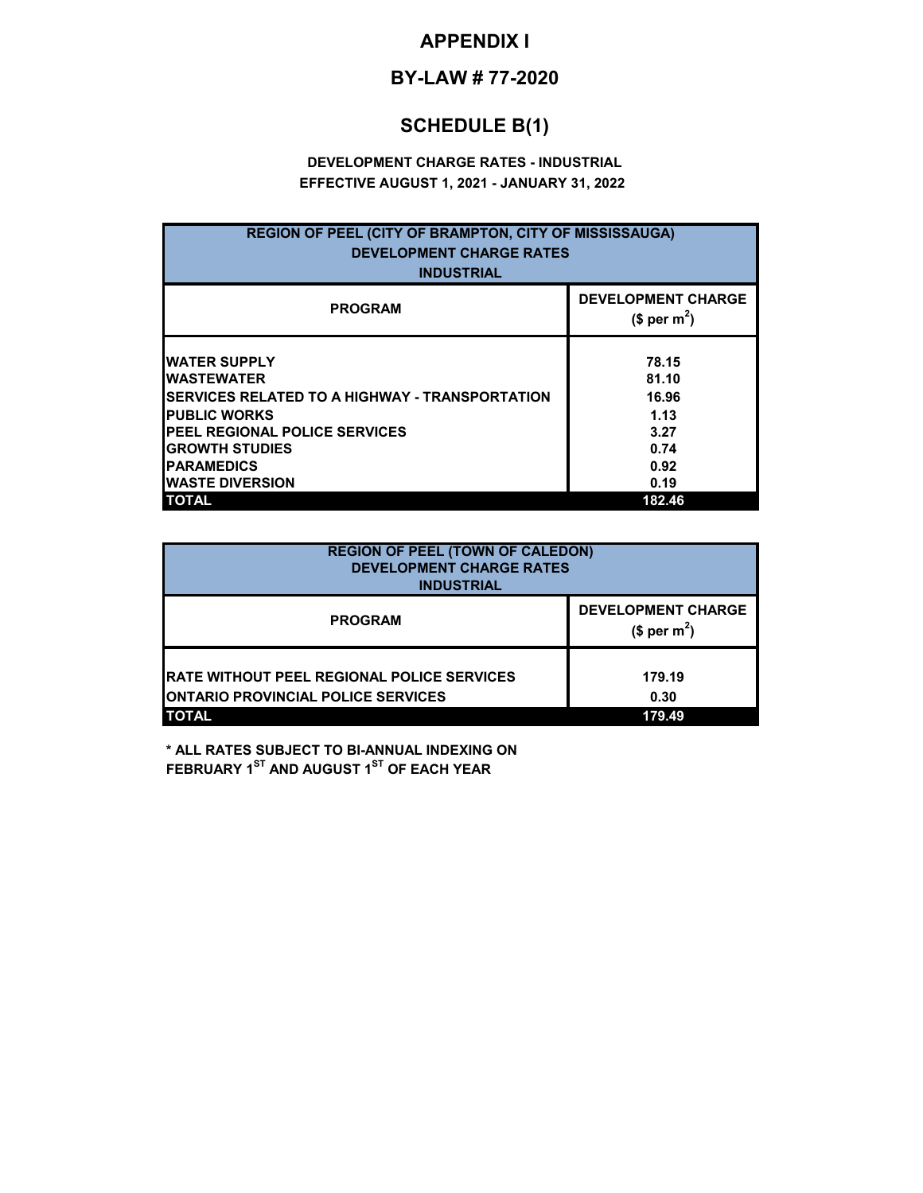# APPENDIX I

## BY-LAW # 77-2020

## SCHEDULE B(1)

**DEVELOPMENT CHARGE RATES - INDUSTRIAL**
**EFFECTIVE AUGUST 1, 2021 - JANUARY 31, 2022**

| REGION OF PEEL (CITY OF BRAMPTON, CITY OF MISSISSAUGA) DEVELOPMENT CHARGE RATES INDUSTRIAL | |
|---|---|
| **PROGRAM** | **DEVELOPMENT CHARGE ($ per $m^2$)** |
| WATER SUPPLY | 78.15 |
| WASTEWATER | 81.10 |
| SERVICES RELATED TO A HIGHWAY - TRANSPORTATION | 16.96 |
| PUBLIC WORKS | 1.13 |
| PEEL REGIONAL POLICE SERVICES | 3.27 |
| GROWTH STUDIES | 0.74 |
| PARAMEDICS | 0.92 |
| WASTE DIVERSION | 0.19 |
| **TOTAL** | **182.46** |

| REGION OF PEEL (TOWN OF CALEDON) DEVELOPMENT CHARGE RATES INDUSTRIAL | |
|---|---|
| **PROGRAM** | **DEVELOPMENT CHARGE ($ per $m^2$)** |
| RATE WITHOUT PEEL REGIONAL POLICE SERVICES | 179.19 |
| ONTARIO PROVINCIAL POLICE SERVICES | 0.30 |
| **TOTAL** | **179.49** |

**\* ALL RATES SUBJECT TO BI-ANNUAL INDEXING ON FEBRUARY 1ST AND AUGUST 1ST OF EACH YEAR**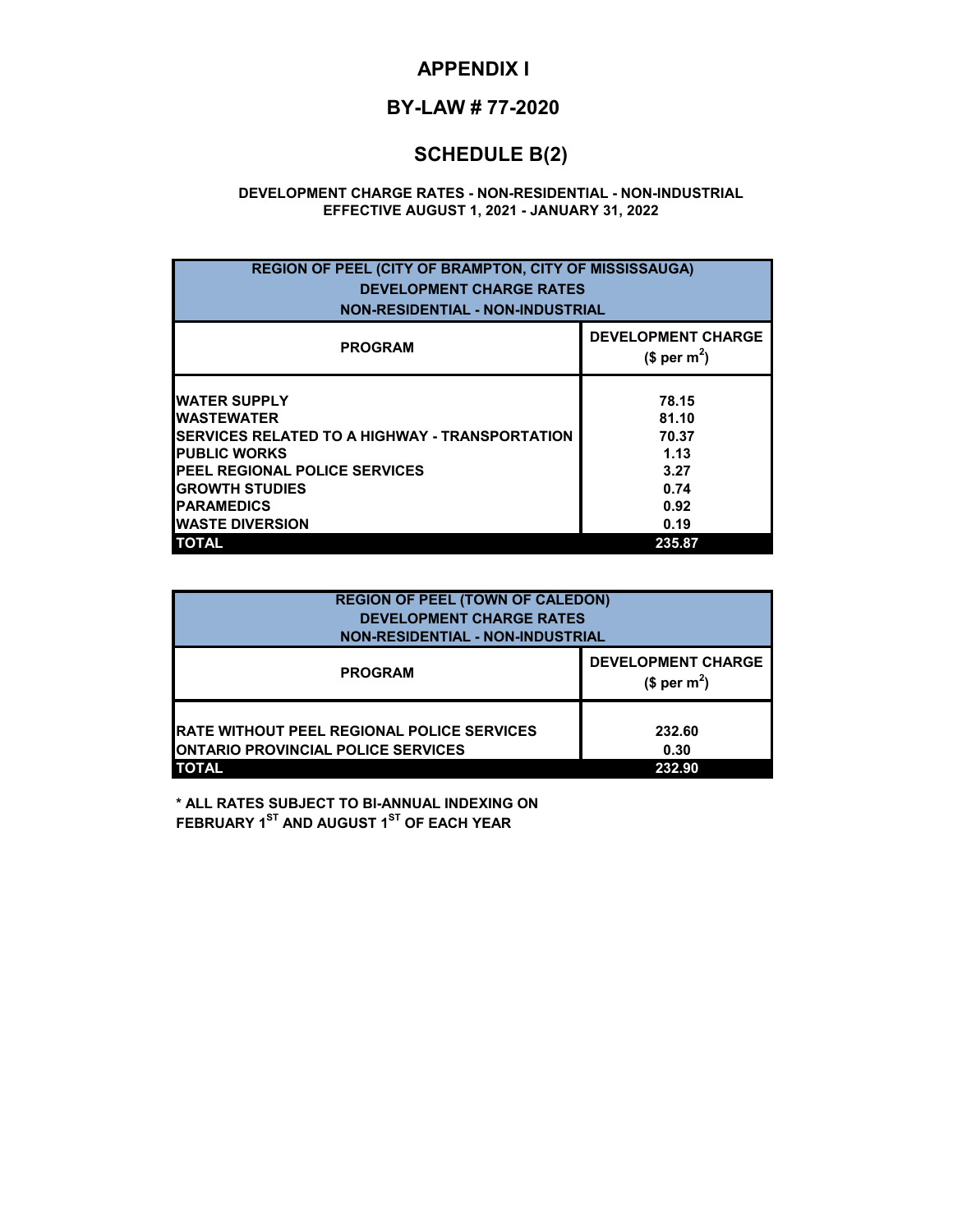# APPENDIX I

## BY-LAW # 77-2020

## SCHEDULE B(2)

**DEVELOPMENT CHARGE RATES - NON-RESIDENTIAL - NON-INDUSTRIAL**
**EFFECTIVE AUGUST 1, 2021 - JANUARY 31, 2022**

| REGION OF PEEL (CITY OF BRAMPTON, CITY OF MISSISSAUGA) DEVELOPMENT CHARGE RATES NON-RESIDENTIAL - NON-INDUSTRIAL | |
|---|---|
| **PROGRAM** | **DEVELOPMENT CHARGE ($ per $m^2$)** |
| WATER SUPPLY | 78.15 |
| WASTEWATER | 81.10 |
| SERVICES RELATED TO A HIGHWAY - TRANSPORTATION | 70.37 |
| PUBLIC WORKS | 1.13 |
| PEEL REGIONAL POLICE SERVICES | 3.27 |
| GROWTH STUDIES | 0.74 |
| PARAMEDICS | 0.92 |
| WASTE DIVERSION | 0.19 |
| **TOTAL** | **235.87** |

| REGION OF PEEL (TOWN OF CALEDON) DEVELOPMENT CHARGE RATES NON-RESIDENTIAL - NON-INDUSTRIAL | |
|---|---|
| **PROGRAM** | **DEVELOPMENT CHARGE ($ per $m^2$)** |
| RATE WITHOUT PEEL REGIONAL POLICE SERVICES | 232.60 |
| ONTARIO PROVINCIAL POLICE SERVICES | 0.30 |
| **TOTAL** | **232.90** |

**\* ALL RATES SUBJECT TO BI-ANNUAL INDEXING ON FEBRUARY 1ST AND AUGUST 1ST OF EACH YEAR**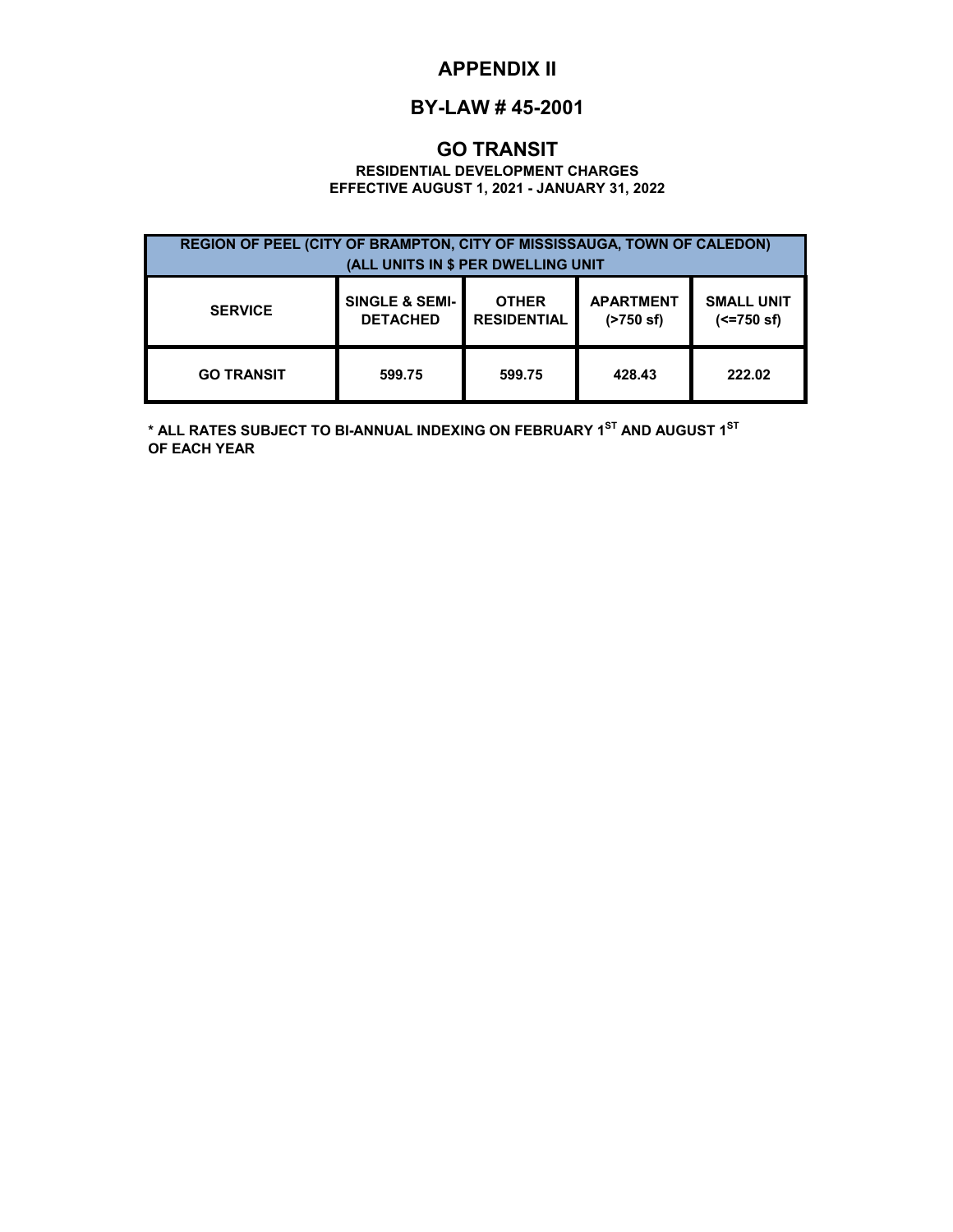# APPENDIX II

## BY-LAW # 45-2001

## GO TRANSIT

**RESIDENTIAL DEVELOPMENT CHARGES**
**EFFECTIVE AUGUST 1, 2021 - JANUARY 31, 2022**

| REGION OF PEEL (CITY OF BRAMPTON, CITY OF MISSISSAUGA, TOWN OF CALEDON) (ALL UNITS IN $ PER DWELLING UNIT | | | | |
|---|---|---|---|---|
| SERVICE | SINGLE & SEMI-DETACHED | OTHER RESIDENTIAL | APARTMENT (>750 sf) | SMALL UNIT (<=750 sf) |
| GO TRANSIT | 599.75 | 599.75 | 428.43 | 222.02 |

* ALL RATES SUBJECT TO BI-ANNUAL INDEXING ON FEBRUARY 1ST AND AUGUST 1ST OF EACH YEAR